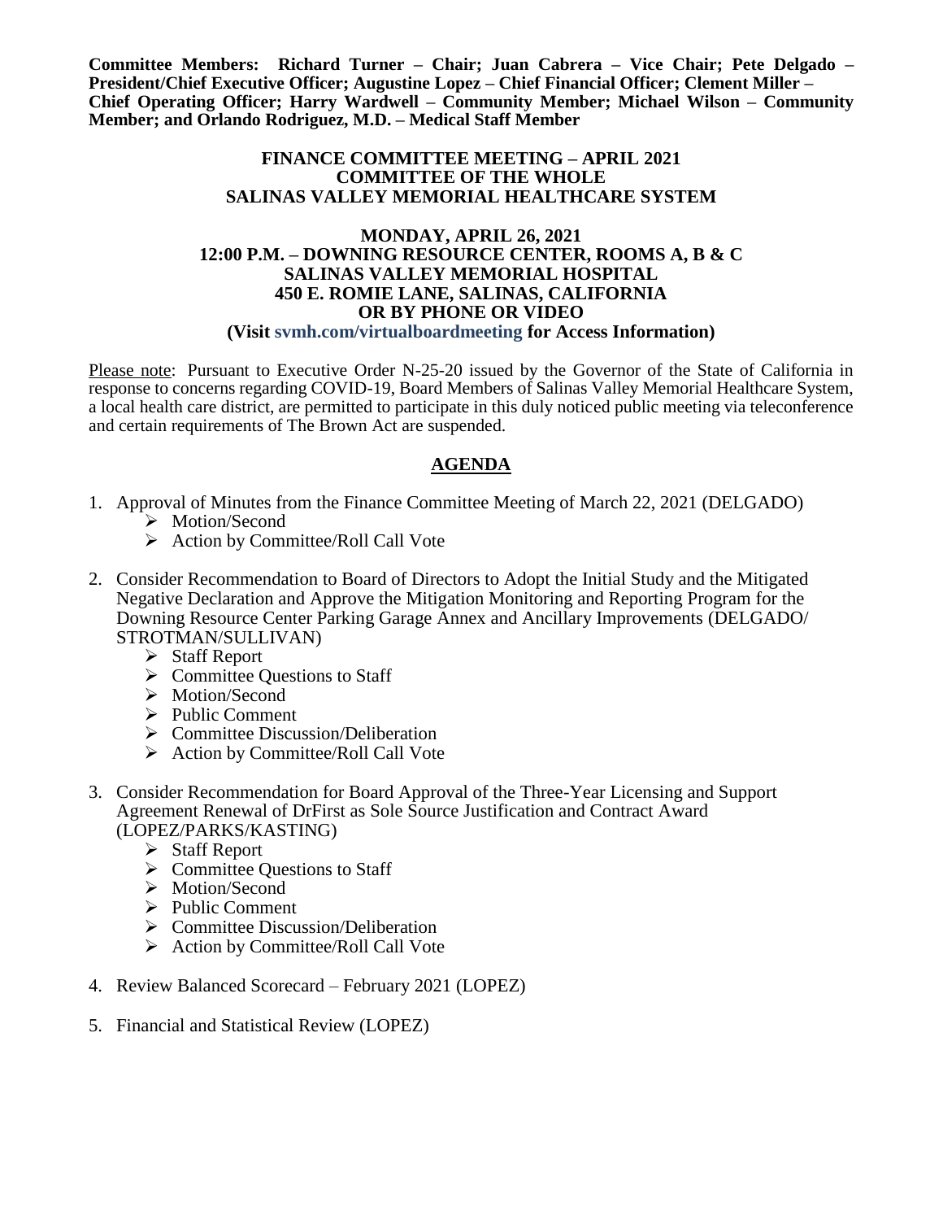**Committee Members: Richard Turner – Chair; Juan Cabrera – Vice Chair; Pete Delgado – President/Chief Executive Officer; Augustine Lopez – Chief Financial Officer; Clement Miller – Chief Operating Officer; Harry Wardwell – Community Member; Michael Wilson – Community Member; and Orlando Rodriguez, M.D. – Medical Staff Member**

**FINANCE COMMITTEE MEETING – APRIL 2021**
**COMMITTEE OF THE WHOLE**
**SALINAS VALLEY MEMORIAL HEALTHCARE SYSTEM**

**MONDAY, APRIL 26, 2021**
**12:00 P.M. – DOWNING RESOURCE CENTER, ROOMS A, B & C**
**SALINAS VALLEY MEMORIAL HOSPITAL**
**450 E. ROMIE LANE, SALINAS, CALIFORNIA**
**OR BY PHONE OR VIDEO**
**(Visit svmh.com/virtualboardmeeting for Access Information)**

Please note: Pursuant to Executive Order N-25-20 issued by the Governor of the State of California in response to concerns regarding COVID-19, Board Members of Salinas Valley Memorial Healthcare System, a local health care district, are permitted to participate in this duly noticed public meeting via teleconference and certain requirements of The Brown Act are suspended.

## AGENDA

1. Approval of Minutes from the Finance Committee Meeting of March 22, 2021 (DELGADO)
   - Motion/Second
   - Action by Committee/Roll Call Vote

2. Consider Recommendation to Board of Directors to Adopt the Initial Study and the Mitigated Negative Declaration and Approve the Mitigation Monitoring and Reporting Program for the Downing Resource Center Parking Garage Annex and Ancillary Improvements (DELGADO/ STROTMAN/SULLIVAN)
   - Staff Report
   - Committee Questions to Staff
   - Motion/Second
   - Public Comment
   - Committee Discussion/Deliberation
   - Action by Committee/Roll Call Vote

3. Consider Recommendation for Board Approval of the Three-Year Licensing and Support Agreement Renewal of DrFirst as Sole Source Justification and Contract Award (LOPEZ/PARKS/KASTING)
   - Staff Report
   - Committee Questions to Staff
   - Motion/Second
   - Public Comment
   - Committee Discussion/Deliberation
   - Action by Committee/Roll Call Vote

4. Review Balanced Scorecard – February 2021 (LOPEZ)

5. Financial and Statistical Review (LOPEZ)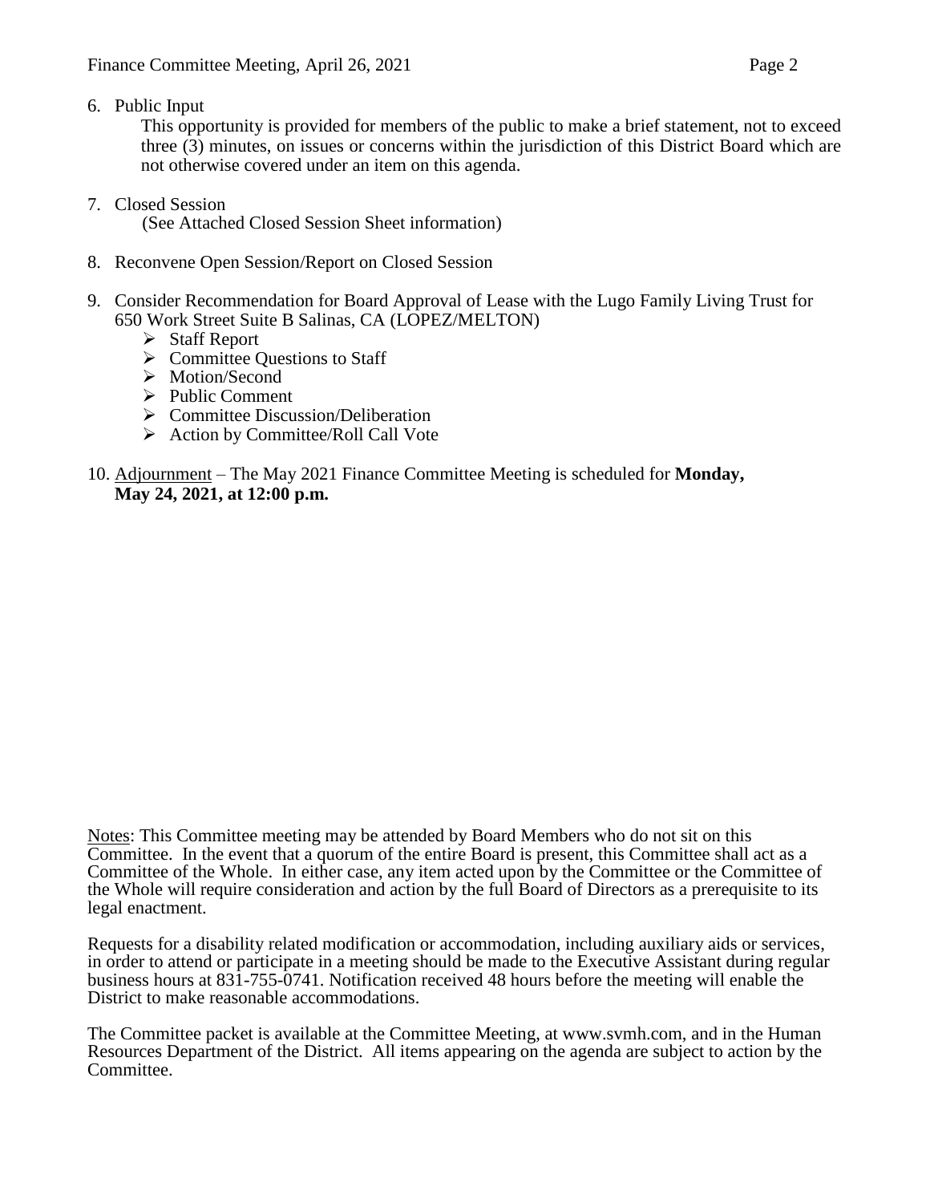6. Public Input

   This opportunity is provided for members of the public to make a brief statement, not to exceed three (3) minutes, on issues or concerns within the jurisdiction of this District Board which are not otherwise covered under an item on this agenda.

7. Closed Session

   (See Attached Closed Session Sheet information)

8. Reconvene Open Session/Report on Closed Session

9. Consider Recommendation for Board Approval of Lease with the Lugo Family Living Trust for 650 Work Street Suite B Salinas, CA (LOPEZ/MELTON)
   - Staff Report
   - Committee Questions to Staff
   - Motion/Second
   - Public Comment
   - Committee Discussion/Deliberation
   - Action by Committee/Roll Call Vote

10. Adjournment – The May 2021 Finance Committee Meeting is scheduled for **Monday, May 24, 2021, at 12:00 p.m.**

Notes: This Committee meeting may be attended by Board Members who do not sit on this Committee. In the event that a quorum of the entire Board is present, this Committee shall act as a Committee of the Whole. In either case, any item acted upon by the Committee or the Committee of the Whole will require consideration and action by the full Board of Directors as a prerequisite to its legal enactment.

Requests for a disability related modification or accommodation, including auxiliary aids or services, in order to attend or participate in a meeting should be made to the Executive Assistant during regular business hours at 831-755-0741. Notification received 48 hours before the meeting will enable the District to make reasonable accommodations.

The Committee packet is available at the Committee Meeting, at www.svmh.com, and in the Human Resources Department of the District. All items appearing on the agenda are subject to action by the Committee.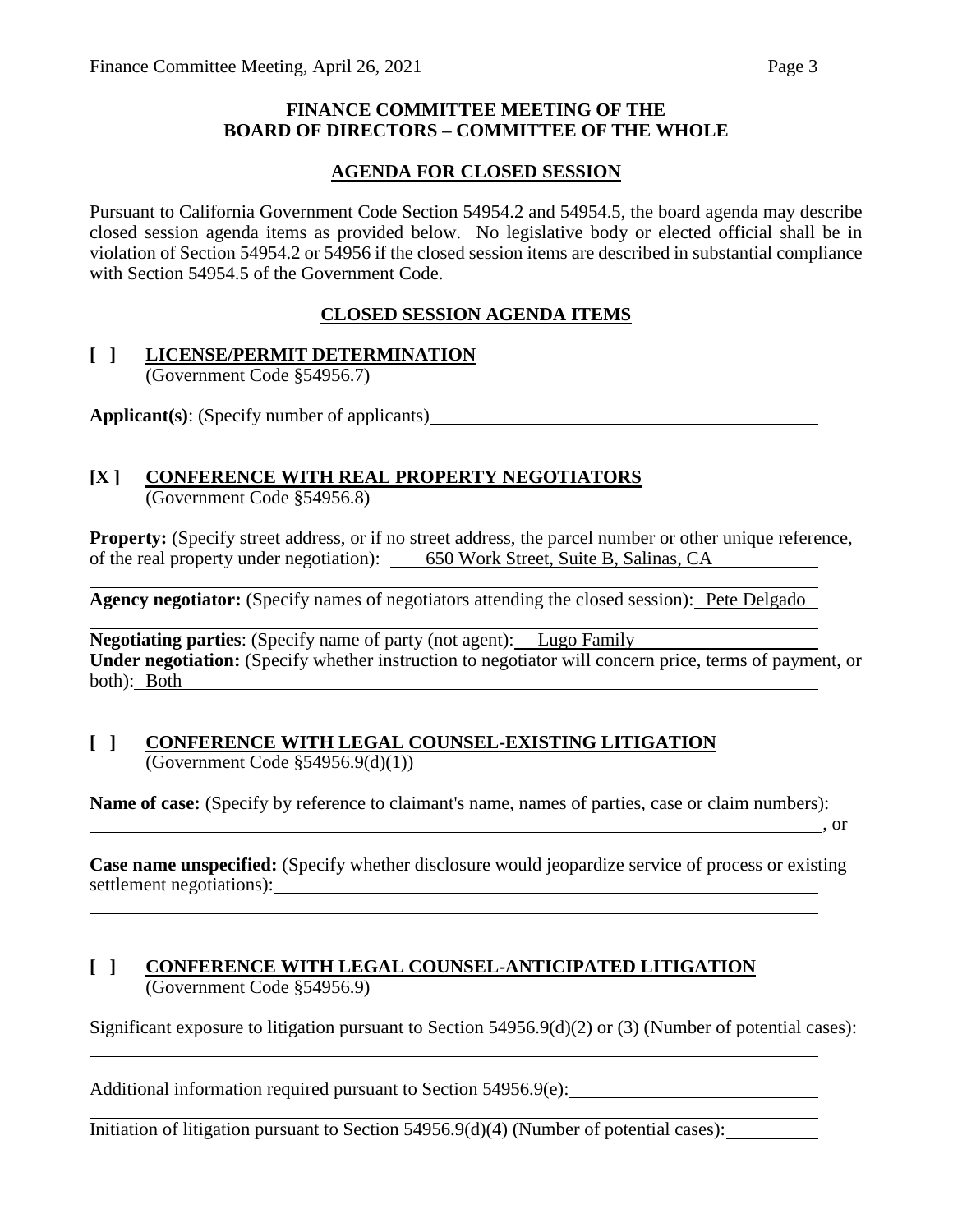**FINANCE COMMITTEE MEETING OF THE BOARD OF DIRECTORS – COMMITTEE OF THE WHOLE**

**AGENDA FOR CLOSED SESSION**

Pursuant to California Government Code Section 54954.2 and 54954.5, the board agenda may describe closed session agenda items as provided below. No legislative body or elected official shall be in violation of Section 54954.2 or 54956 if the closed session items are described in substantial compliance with Section 54954.5 of the Government Code.

**CLOSED SESSION AGENDA ITEMS**

**[ ] LICENSE/PERMIT DETERMINATION**
(Government Code §54956.7)

**Applicant(s)**: (Specify number of applicants)

**[X ] CONFERENCE WITH REAL PROPERTY NEGOTIATORS**
(Government Code §54956.8)

**Property:** (Specify street address, or if no street address, the parcel number or other unique reference, of the real property under negotiation): 650 Work Street, Suite B, Salinas, CA

**Agency negotiator:** (Specify names of negotiators attending the closed session): Pete Delgado

**Negotiating parties**: (Specify name of party (not agent): Lugo Family
**Under negotiation:** (Specify whether instruction to negotiator will concern price, terms of payment, or both): Both

**[ ] CONFERENCE WITH LEGAL COUNSEL-EXISTING LITIGATION**
(Government Code §54956.9(d)(1))

**Name of case:** (Specify by reference to claimant's name, names of parties, case or claim numbers):
, or

**Case name unspecified:** (Specify whether disclosure would jeopardize service of process or existing settlement negotiations):

**[ ] CONFERENCE WITH LEGAL COUNSEL-ANTICIPATED LITIGATION**
(Government Code §54956.9)

Significant exposure to litigation pursuant to Section 54956.9(d)(2) or (3) (Number of potential cases):

Additional information required pursuant to Section 54956.9(e):

Initiation of litigation pursuant to Section 54956.9(d)(4) (Number of potential cases):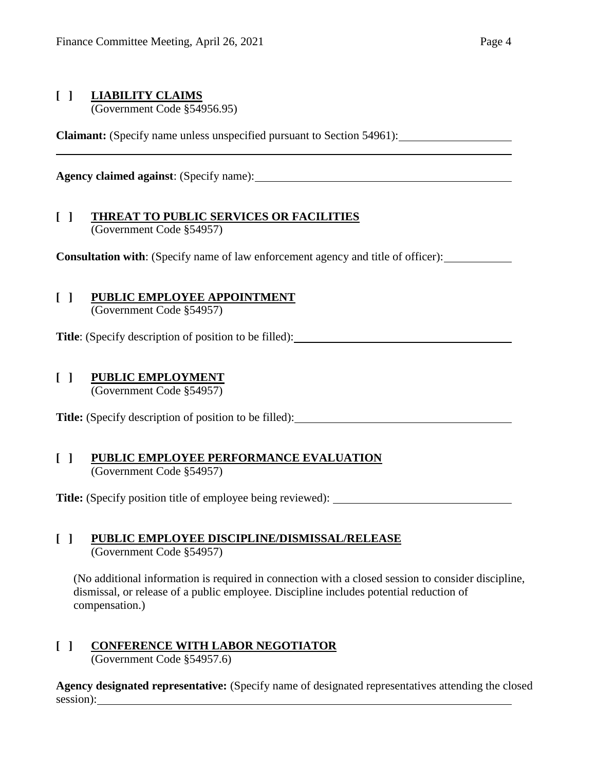**[ ] LIABILITY CLAIMS**
(Government Code §54956.95)

**Claimant:** (Specify name unless unspecified pursuant to Section 54961): \_\_\_\_\_\_\_\_\_\_\_\_\_\_\_\_\_\_\_\_

\_\_\_\_\_\_\_\_\_\_\_\_\_\_\_\_\_\_\_\_\_\_\_\_\_\_\_\_\_\_\_\_\_\_\_\_\_\_\_\_\_\_\_\_\_\_\_\_\_\_\_\_\_\_\_\_\_\_\_\_\_\_\_\_\_\_\_\_\_\_\_\_\_\_\_\_\_\_\_\_

**Agency claimed against**: (Specify name): \_\_\_\_\_\_\_\_\_\_\_\_\_\_\_\_\_\_\_\_\_\_\_\_\_\_\_\_\_\_\_\_\_\_\_\_\_\_\_\_\_\_\_\_

**[ ] THREAT TO PUBLIC SERVICES OR FACILITIES**
(Government Code §54957)

**Consultation with**: (Specify name of law enforcement agency and title of officer): \_\_\_\_\_\_\_\_\_\_\_\_

**[ ] PUBLIC EMPLOYEE APPOINTMENT**
(Government Code §54957)

**Title**: (Specify description of position to be filled): \_\_\_\_\_\_\_\_\_\_\_\_\_\_\_\_\_\_\_\_\_\_\_\_\_\_\_\_\_\_\_\_\_\_\_\_\_\_\_\_

**[ ] PUBLIC EMPLOYMENT**
(Government Code §54957)

**Title:** (Specify description of position to be filled): \_\_\_\_\_\_\_\_\_\_\_\_\_\_\_\_\_\_\_\_\_\_\_\_\_\_\_\_\_\_\_\_\_\_\_\_\_\_\_

**[ ] PUBLIC EMPLOYEE PERFORMANCE EVALUATION**
(Government Code §54957)

**Title:** (Specify position title of employee being reviewed): \_\_\_\_\_\_\_\_\_\_\_\_\_\_\_\_\_\_\_\_\_\_\_\_\_\_\_\_\_\_\_\_

**[ ] PUBLIC EMPLOYEE DISCIPLINE/DISMISSAL/RELEASE**
(Government Code §54957)

(No additional information is required in connection with a closed session to consider discipline, dismissal, or release of a public employee. Discipline includes potential reduction of compensation.)

**[ ] CONFERENCE WITH LABOR NEGOTIATOR**
(Government Code §54957.6)

**Agency designated representative:** (Specify name of designated representatives attending the closed session): \_\_\_\_\_\_\_\_\_\_\_\_\_\_\_\_\_\_\_\_\_\_\_\_\_\_\_\_\_\_\_\_\_\_\_\_\_\_\_\_\_\_\_\_\_\_\_\_\_\_\_\_\_\_\_\_\_\_\_\_\_\_\_\_\_\_\_\_\_\_\_\_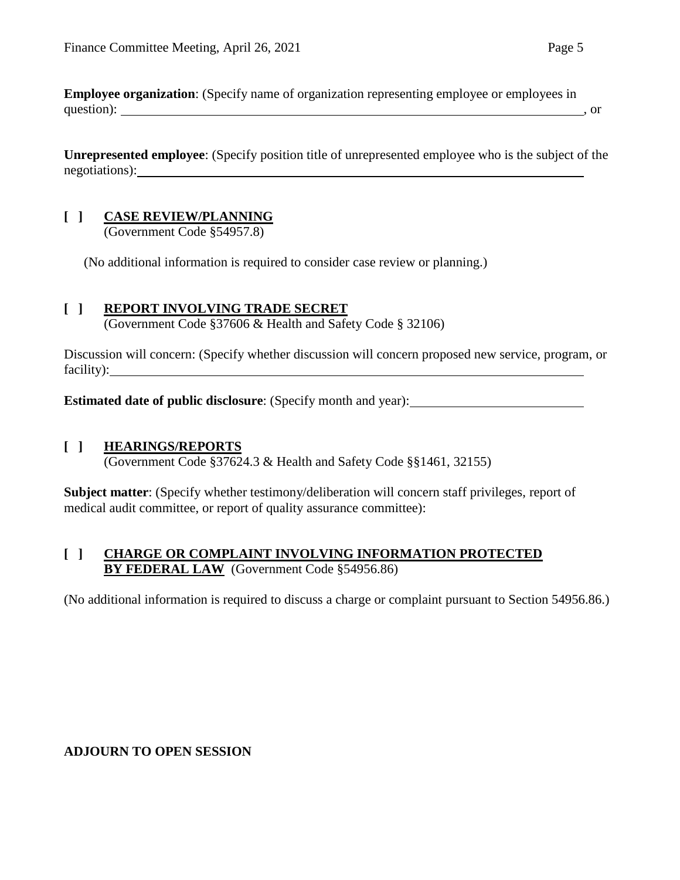**Employee organization**: (Specify name of organization representing employee or employees in question): \_\_\_\_\_\_\_\_\_\_\_\_\_\_\_\_\_\_\_\_\_\_\_\_\_\_\_\_\_\_\_\_\_\_\_\_\_\_\_\_\_\_\_\_\_\_\_\_\_\_\_\_\_\_\_\_, or

**Unrepresented employee**: (Specify position title of unrepresented employee who is the subject of the negotiations):\_\_\_\_\_\_\_\_\_\_\_\_\_\_\_\_\_\_\_\_\_\_\_\_\_\_\_\_\_\_\_\_\_\_\_\_\_\_\_\_\_\_\_\_\_\_\_\_\_\_\_\_\_\_\_\_

**[ ] CASE REVIEW/PLANNING**
(Government Code §54957.8)

(No additional information is required to consider case review or planning.)

**[ ] REPORT INVOLVING TRADE SECRET**
(Government Code §37606 & Health and Safety Code § 32106)

Discussion will concern: (Specify whether discussion will concern proposed new service, program, or facility):\_\_\_\_\_\_\_\_\_\_\_\_\_\_\_\_\_\_\_\_\_\_\_\_\_\_\_\_\_\_\_\_\_\_\_\_\_\_\_\_\_\_\_\_\_\_\_\_\_\_\_\_\_\_\_\_

**Estimated date of public disclosure**: (Specify month and year):\_\_\_\_\_\_\_\_\_\_\_\_\_\_\_\_\_\_\_\_\_\_\_\_

**[ ] HEARINGS/REPORTS**
(Government Code §37624.3 & Health and Safety Code §§1461, 32155)

**Subject matter**: (Specify whether testimony/deliberation will concern staff privileges, report of medical audit committee, or report of quality assurance committee):

**[ ] CHARGE OR COMPLAINT INVOLVING INFORMATION PROTECTED BY FEDERAL LAW** (Government Code §54956.86)

(No additional information is required to discuss a charge or complaint pursuant to Section 54956.86.)

**ADJOURN TO OPEN SESSION**